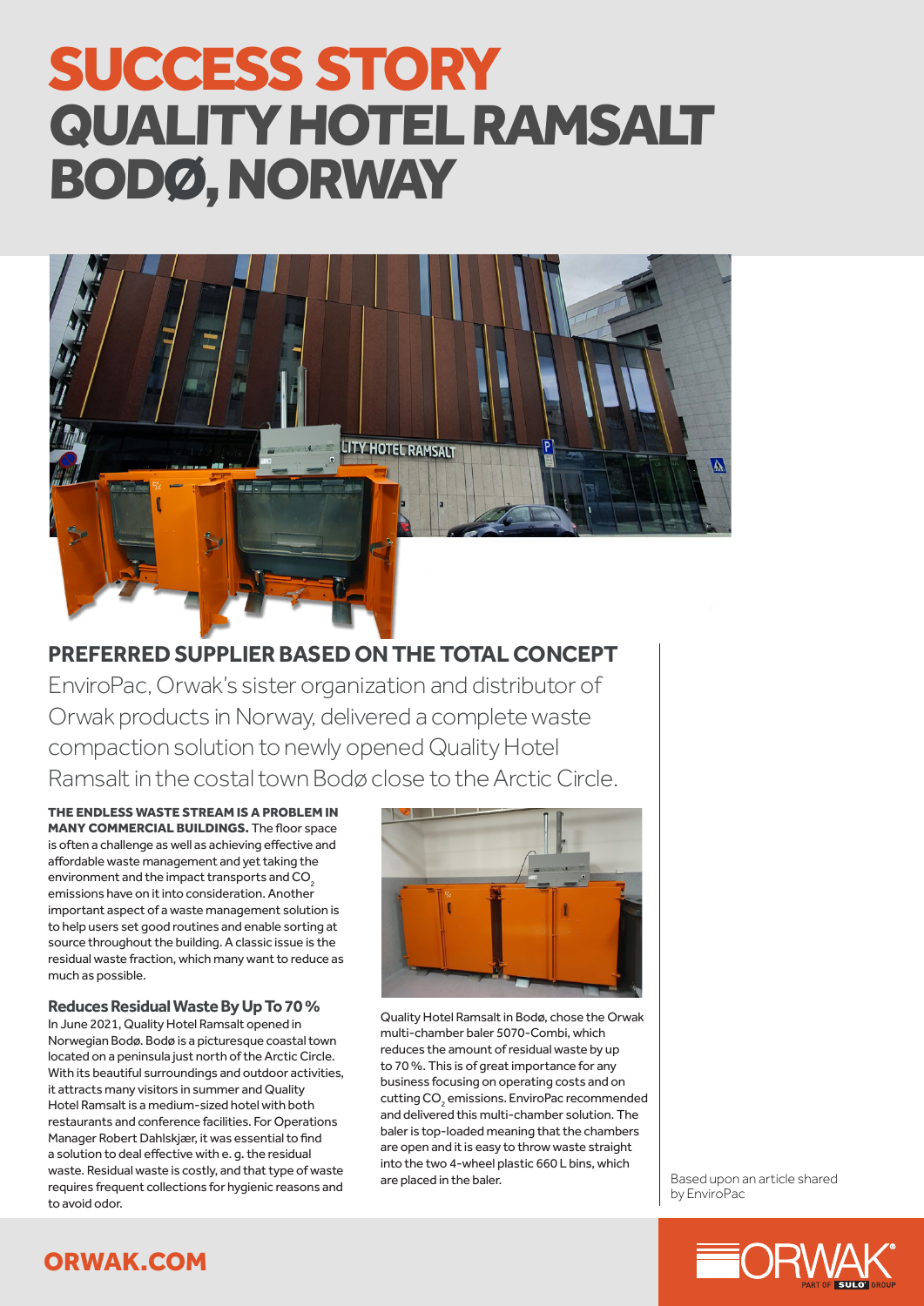# SUCCESS STORY
# QUALITY HOTEL RAMSALT BODØ, NORWAY

## PREFERRED SUPPLIER BASED ON THE TOTAL CONCEPT

EnviroPac, Orwak's sister organization and distributor of Orwak products in Norway, delivered a complete waste compaction solution to newly opened Quality Hotel Ramsalt in the costal town Bodø close to the Arctic Circle.

**THE ENDLESS WASTE STREAM IS A PROBLEM IN MANY COMMERCIAL BUILDINGS.** The floor space is often a challenge as well as achieving effective and affordable waste management and yet taking the environment and the impact transports and $CO_2$ emissions have on it into consideration. Another important aspect of a waste management solution is to help users set good routines and enable sorting at source throughout the building. A classic issue is the residual waste fraction, which many want to reduce as much as possible.

### Reduces Residual Waste By Up To 70 %

In June 2021, Quality Hotel Ramsalt opened in Norwegian Bodø. Bodø is a picturesque coastal town located on a peninsula just north of the Arctic Circle. With its beautiful surroundings and outdoor activities, it attracts many visitors in summer and Quality Hotel Ramsalt is a medium-sized hotel with both restaurants and conference facilities. For Operations Manager Robert Dahlskjær, it was essential to find a solution to deal effective with e. g. the residual waste. Residual waste is costly, and that type of waste requires frequent collections for hygienic reasons and to avoid odor.

Quality Hotel Ramsalt in Bodø, chose the Orwak multi-chamber baler 5070-Combi, which reduces the amount of residual waste by up to 70 %. This is of great importance for any business focusing on operating costs and on cutting $CO_2$ emissions. EnviroPac recommended and delivered this multi-chamber solution. The baler is top-loaded meaning that the chambers are open and it is easy to throw waste straight into the two 4-wheel plastic 660 L bins, which are placed in the baler.

Based upon an article shared by EnviroPac

ORWAK.COM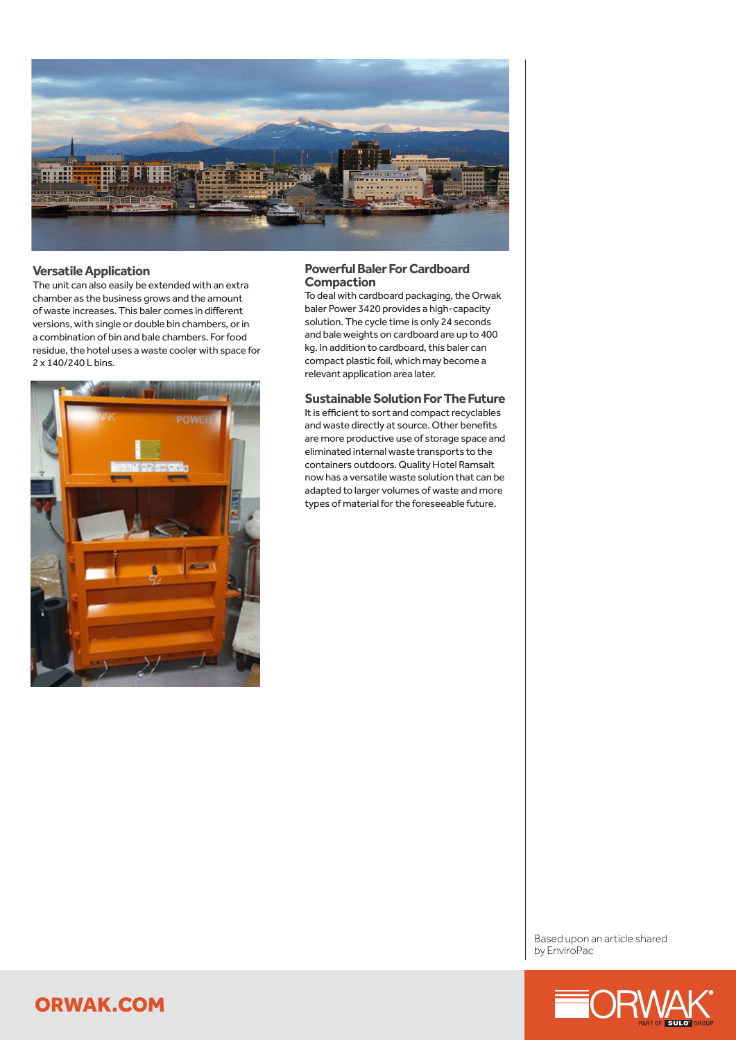## Versatile Application

The unit can also easily be extended with an extra chamber as the business grows and the amount of waste increases. This baler comes in different versions, with single or double bin chambers, or in a combination of bin and bale chambers. For food residue, the hotel uses a waste cooler with space for 2 x 140/240 L bins.

## Powerful Baler For Cardboard Compaction

To deal with cardboard packaging, the Orwak baler Power 3420 provides a high-capacity solution. The cycle time is only 24 seconds and bale weights on cardboard are up to 400 kg. In addition to cardboard, this baler can compact plastic foil, which may become a relevant application area later.

## Sustainable Solution For The Future

It is efficient to sort and compact recyclables and waste directly at source. Other benefits are more productive use of storage space and eliminated internal waste transports to the containers outdoors. Quality Hotel Ramsalt now has a versatile waste solution that can be adapted to larger volumes of waste and more types of material for the foreseeable future.

Based upon an article shared by EnviroPac

**ORWAK.COM**